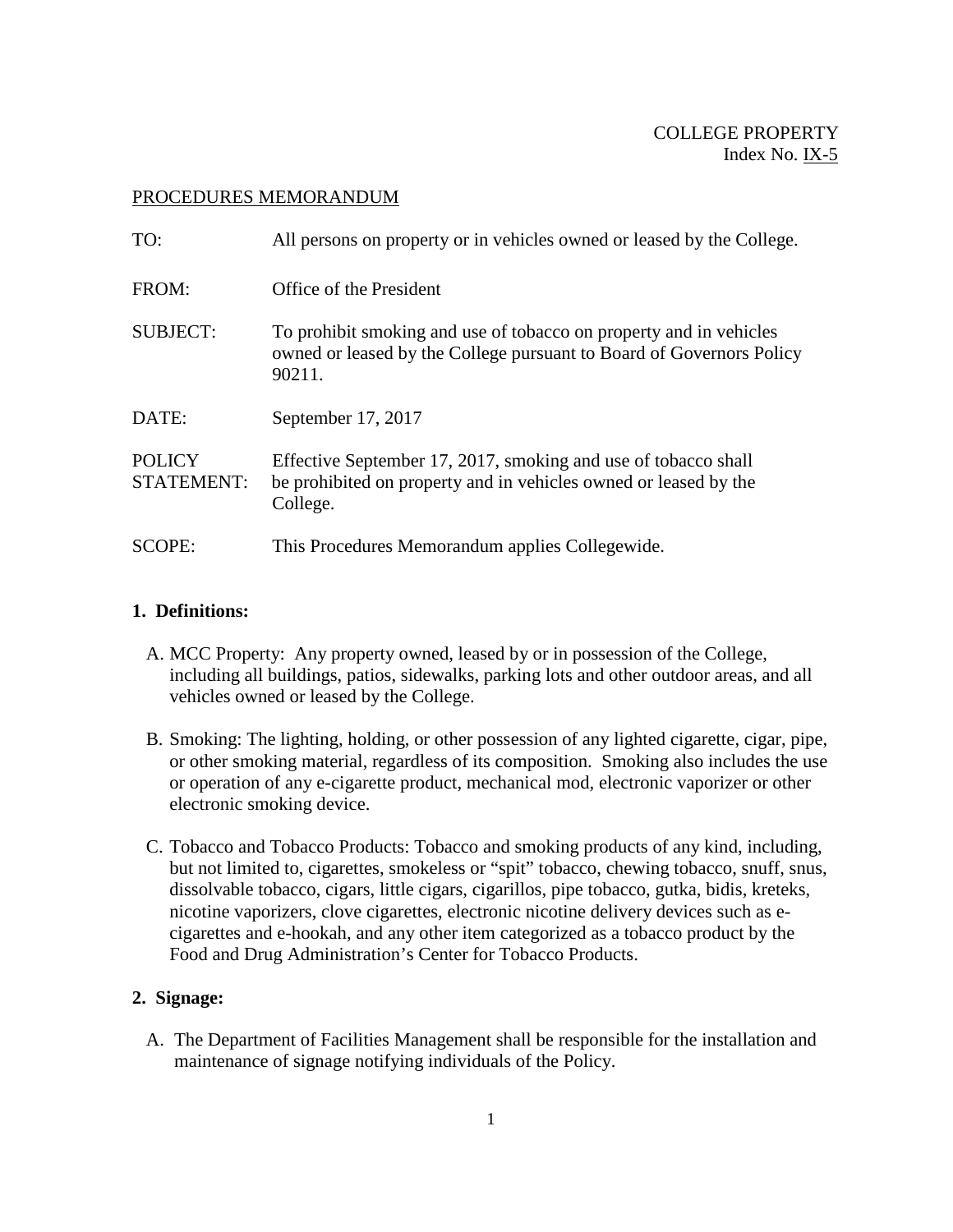COLLEGE PROPERTY
Index No. IX-5

PROCEDURES MEMORANDUM

| | |
|---|---|
| TO: | All persons on property or in vehicles owned or leased by the College. |
| FROM: | Office of the President |
| SUBJECT: | To prohibit smoking and use of tobacco on property and in vehicles owned or leased by the College pursuant to Board of Governors Policy 90211. |
| DATE: | September 17, 2017 |
| POLICY STATEMENT: | Effective September 17, 2017, smoking and use of tobacco shall be prohibited on property and in vehicles owned or leased by the College. |
| SCOPE: | This Procedures Memorandum applies Collegewide. |

**1. Definitions:**

A. MCC Property: Any property owned, leased by or in possession of the College, including all buildings, patios, sidewalks, parking lots and other outdoor areas, and all vehicles owned or leased by the College.

B. Smoking: The lighting, holding, or other possession of any lighted cigarette, cigar, pipe, or other smoking material, regardless of its composition. Smoking also includes the use or operation of any e-cigarette product, mechanical mod, electronic vaporizer or other electronic smoking device.

C. Tobacco and Tobacco Products: Tobacco and smoking products of any kind, including, but not limited to, cigarettes, smokeless or "spit" tobacco, chewing tobacco, snuff, snus, dissolvable tobacco, cigars, little cigars, cigarillos, pipe tobacco, gutka, bidis, kreteks, nicotine vaporizers, clove cigarettes, electronic nicotine delivery devices such as e-cigarettes and e-hookah, and any other item categorized as a tobacco product by the Food and Drug Administration's Center for Tobacco Products.

**2. Signage:**

A. The Department of Facilities Management shall be responsible for the installation and maintenance of signage notifying individuals of the Policy.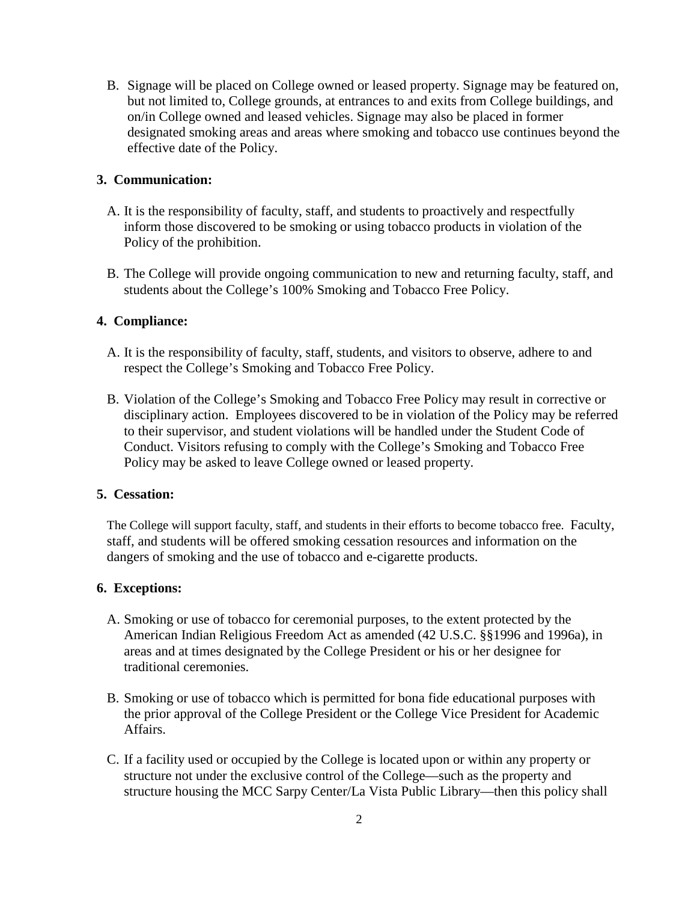B. Signage will be placed on College owned or leased property. Signage may be featured on, but not limited to, College grounds, at entrances to and exits from College buildings, and on/in College owned and leased vehicles. Signage may also be placed in former designated smoking areas and areas where smoking and tobacco use continues beyond the effective date of the Policy.

**3. Communication:**

A. It is the responsibility of faculty, staff, and students to proactively and respectfully inform those discovered to be smoking or using tobacco products in violation of the Policy of the prohibition.

B. The College will provide ongoing communication to new and returning faculty, staff, and students about the College's 100% Smoking and Tobacco Free Policy.

**4. Compliance:**

A. It is the responsibility of faculty, staff, students, and visitors to observe, adhere to and respect the College's Smoking and Tobacco Free Policy.

B. Violation of the College's Smoking and Tobacco Free Policy may result in corrective or disciplinary action. Employees discovered to be in violation of the Policy may be referred to their supervisor, and student violations will be handled under the Student Code of Conduct. Visitors refusing to comply with the College's Smoking and Tobacco Free Policy may be asked to leave College owned or leased property.

**5. Cessation:**

The College will support faculty, staff, and students in their efforts to become tobacco free. Faculty, staff, and students will be offered smoking cessation resources and information on the dangers of smoking and the use of tobacco and e-cigarette products.

**6. Exceptions:**

A. Smoking or use of tobacco for ceremonial purposes, to the extent protected by the American Indian Religious Freedom Act as amended (42 U.S.C. §§1996 and 1996a), in areas and at times designated by the College President or his or her designee for traditional ceremonies.

B. Smoking or use of tobacco which is permitted for bona fide educational purposes with the prior approval of the College President or the College Vice President for Academic Affairs.

C. If a facility used or occupied by the College is located upon or within any property or structure not under the exclusive control of the College—such as the property and structure housing the MCC Sarpy Center/La Vista Public Library—then this policy shall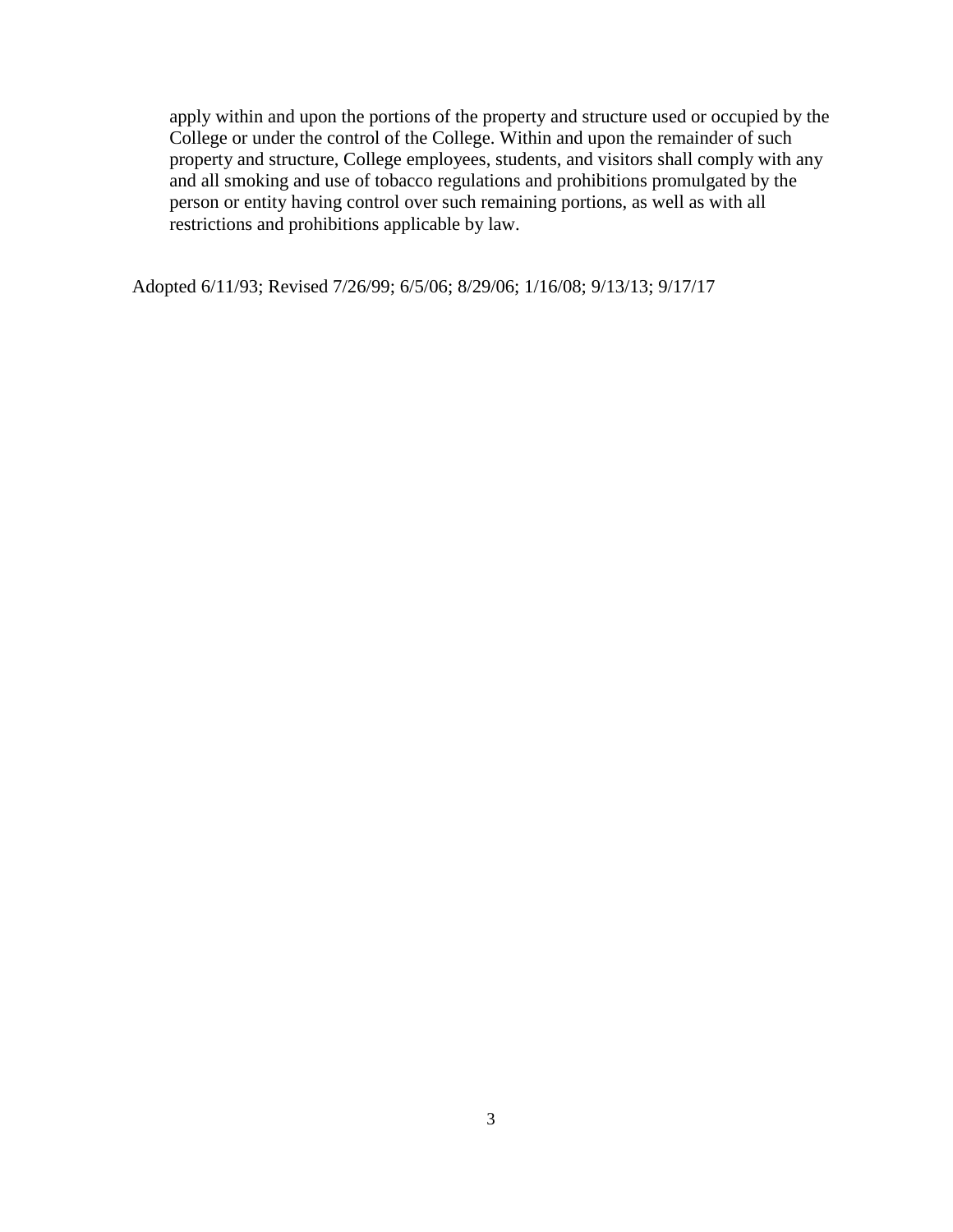apply within and upon the portions of the property and structure used or occupied by the College or under the control of the College. Within and upon the remainder of such property and structure, College employees, students, and visitors shall comply with any and all smoking and use of tobacco regulations and prohibitions promulgated by the person or entity having control over such remaining portions, as well as with all restrictions and prohibitions applicable by law.

Adopted 6/11/93; Revised 7/26/99; 6/5/06; 8/29/06; 1/16/08; 9/13/13; 9/17/17